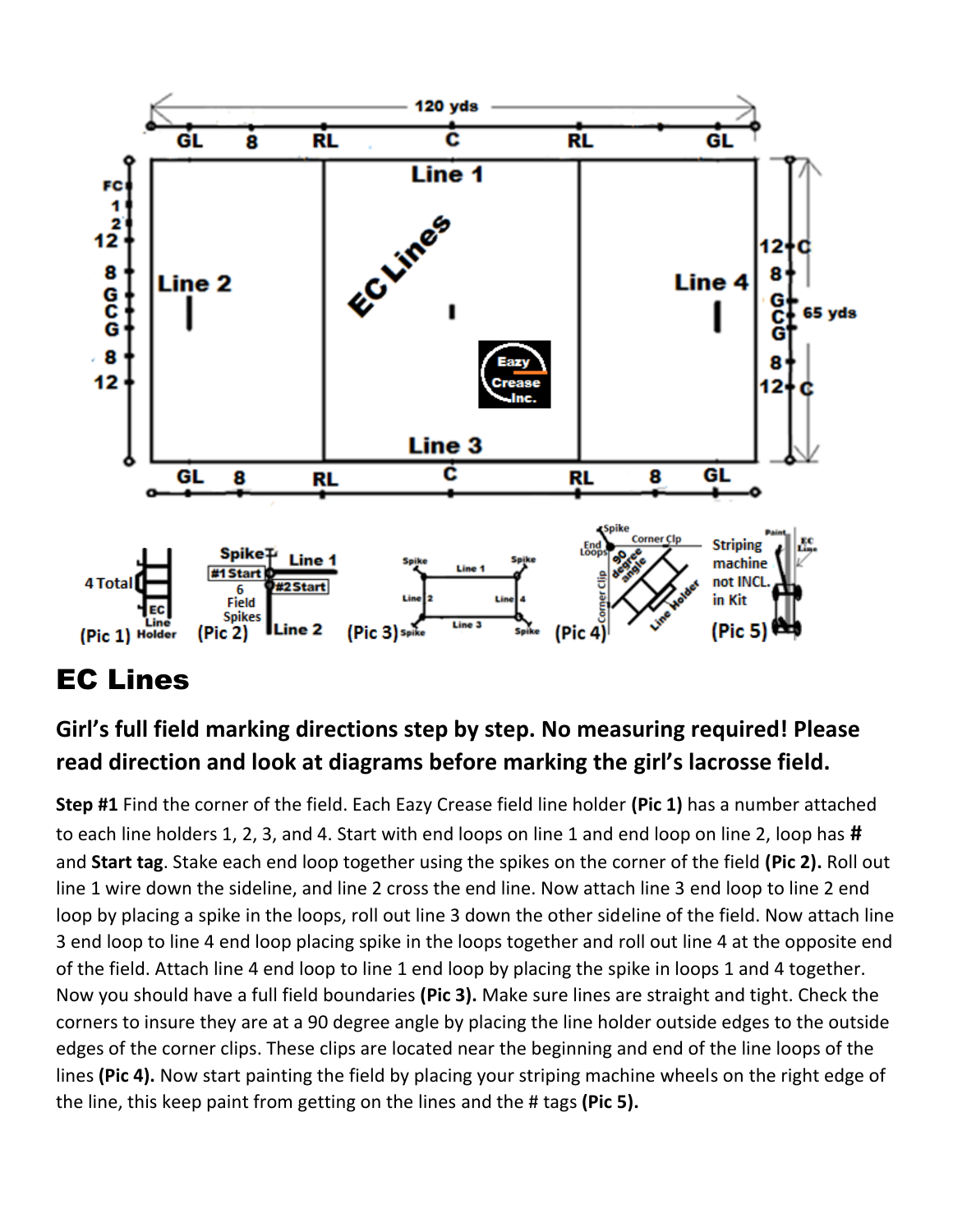# EC Lines

## Girl's full field marking directions step by step. No measuring required! Please read direction and look at diagrams before marking the girl's lacrosse field.

**Step #1** Find the corner of the field. Each Eazy Crease field line holder **(Pic 1)** has a number attached to each line holders 1, 2, 3, and 4. Start with end loops on line 1 and end loop on line 2, loop has **#** and **Start tag**. Stake each end loop together using the spikes on the corner of the field **(Pic 2).** Roll out line 1 wire down the sideline, and line 2 cross the end line. Now attach line 3 end loop to line 2 end loop by placing a spike in the loops, roll out line 3 down the other sideline of the field. Now attach line 3 end loop to line 4 end loop placing spike in the loops together and roll out line 4 at the opposite end of the field. Attach line 4 end loop to line 1 end loop by placing the spike in loops 1 and 4 together. Now you should have a full field boundaries **(Pic 3).** Make sure lines are straight and tight. Check the corners to insure they are at a 90 degree angle by placing the line holder outside edges to the outside edges of the corner clips. These clips are located near the beginning and end of the line loops of the lines **(Pic 4).** Now start painting the field by placing your striping machine wheels on the right edge of the line, this keep paint from getting on the lines and the # tags **(Pic 5).**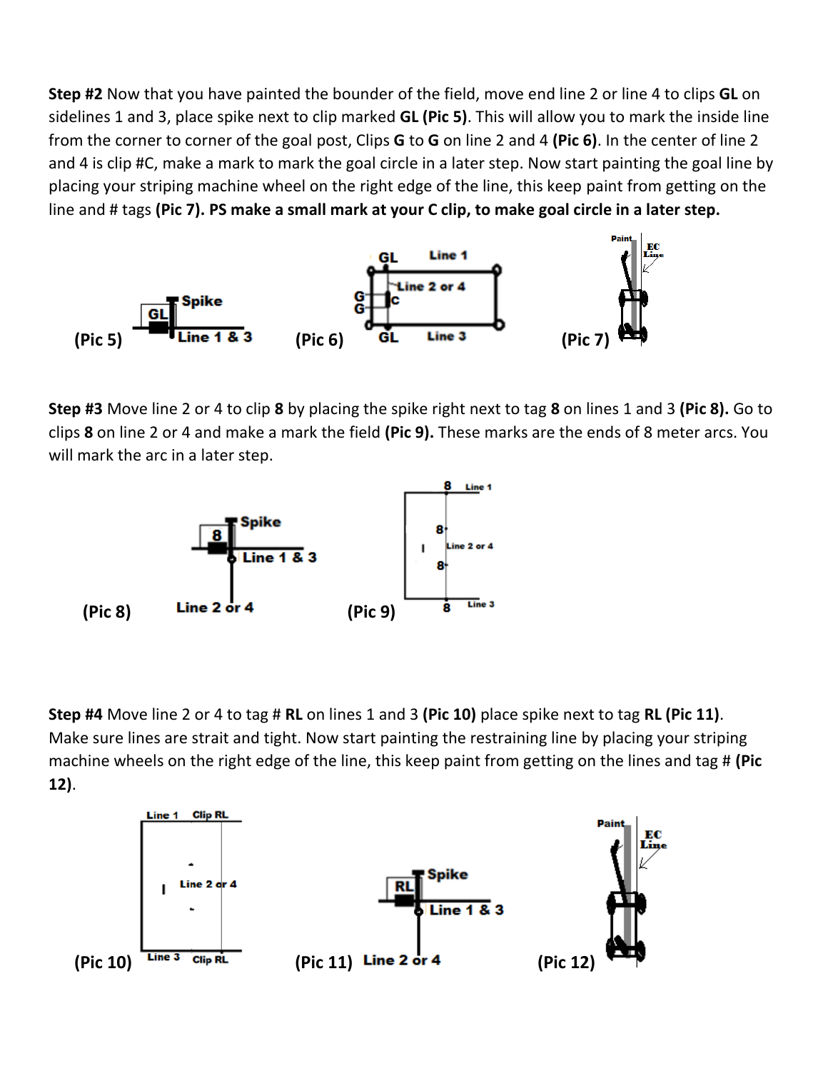**Step #2** Now that you have painted the bounder of the field, move end line 2 or line 4 to clips **GL** on sidelines 1 and 3, place spike next to clip marked **GL (Pic 5)**. This will allow you to mark the inside line from the corner to corner of the goal post, Clips **G** to **G** on line 2 and 4 **(Pic 6)**. In the center of line 2 and 4 is clip #C, make a mark to mark the goal circle in a later step. Now start painting the goal line by placing your striping machine wheel on the right edge of the line, this keep paint from getting on the line and # tags **(Pic 7). PS make a small mark at your C clip, to make goal circle in a later step.**

**(Pic 5)** GL Spike Line 1 & 3

**(Pic 6)** GL Line 1 G G Line 2 or 4 C GL Line 3

**(Pic 7)** Paint EC Line

**Step #3** Move line 2 or 4 to clip **8** by placing the spike right next to tag **8** on lines 1 and 3 **(Pic 8).** Go to clips **8** on line 2 or 4 and make a mark the field **(Pic 9).** These marks are the ends of 8 meter arcs. You will mark the arc in a later step.

**(Pic 8)** 8 Spike Line 1 & 3 Line 2 or 4

**(Pic 9)** 8 Line 1 8 Line 2 or 4 8 8 Line 3

**Step #4** Move line 2 or 4 to tag # **RL** on lines 1 and 3 **(Pic 10)** place spike next to tag **RL (Pic 11)**. Make sure lines are strait and tight. Now start painting the restraining line by placing your striping machine wheels on the right edge of the line, this keep paint from getting on the lines and tag # **(Pic 12)**.

**(Pic 10)** Line 1 Clip RL Line 2 or 4 Line 3 Clip RL

**(Pic 11)** RL Spike Line 1 & 3 Line 2 or 4

**(Pic 12)** Paint EC Line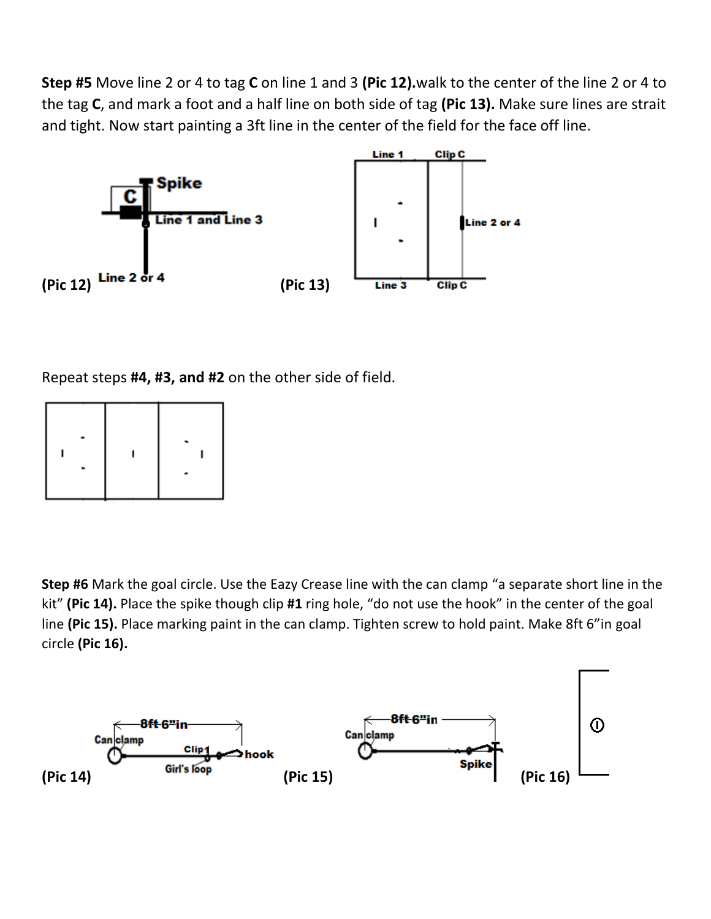**Step #5** Move line 2 or 4 to tag **C** on line 1 and 3 **(Pic 12).**walk to the center of the line 2 or 4 to the tag **C**, and mark a foot and a half line on both side of tag **(Pic 13).** Make sure lines are strait and tight. Now start painting a 3ft line in the center of the field for the face off line.

**(Pic 12)** **(Pic 13)**

Repeat steps **#4, #3, and #2** on the other side of field.

**Step #6** Mark the goal circle. Use the Eazy Crease line with the can clamp "a separate short line in the kit" **(Pic 14).** Place the spike though clip **#1** ring hole, "do not use the hook" in the center of the goal line **(Pic 15).** Place marking paint in the can clamp. Tighten screw to hold paint. Make 8ft 6"in goal circle **(Pic 16).**

**(Pic 14)** **(Pic 15)** **(Pic 16)**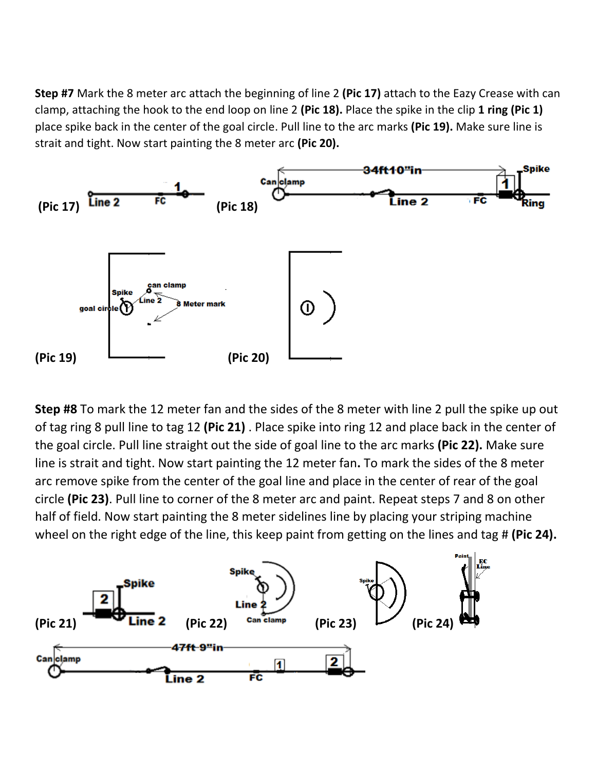**Step #7** Mark the 8 meter arc attach the beginning of line 2 **(Pic 17)** attach to the Eazy Crease with can clamp, attaching the hook to the end loop on line 2 **(Pic 18).** Place the spike in the clip **1 ring (Pic 1)** place spike back in the center of the goal circle. Pull line to the arc marks **(Pic 19).** Make sure line is strait and tight. Now start painting the 8 meter arc **(Pic 20).**

(Pic 17) Line 2 FC 1

(Pic 18) Can clamp 34ft10"in Spike Line 2 FC 1 Ring

(Pic 19) Spike can clamp goal circle Line 2 8 Meter mark

(Pic 20)

**Step #8** To mark the 12 meter fan and the sides of the 8 meter with line 2 pull the spike up out of tag ring 8 pull line to tag 12 **(Pic 21)** . Place spike into ring 12 and place back in the center of the goal circle. Pull line straight out the side of goal line to the arc marks **(Pic 22).** Make sure line is strait and tight. Now start painting the 12 meter fan**.** To mark the sides of the 8 meter arc remove spike from the center of the goal line and place in the center of rear of the goal circle **(Pic 23)**. Pull line to corner of the 8 meter arc and paint. Repeat steps 7 and 8 on other half of field. Now start painting the 8 meter sidelines line by placing your striping machine wheel on the right edge of the line, this keep paint from getting on the lines and tag # **(Pic 24).**

(Pic 21) 2 Spike Line 2

Can clamp 47ft 9"in Line 2 FC 1 2

(Pic 22) Spike Line 2 Can clamp

(Pic 23) Spike

(Pic 24) Paint FC Line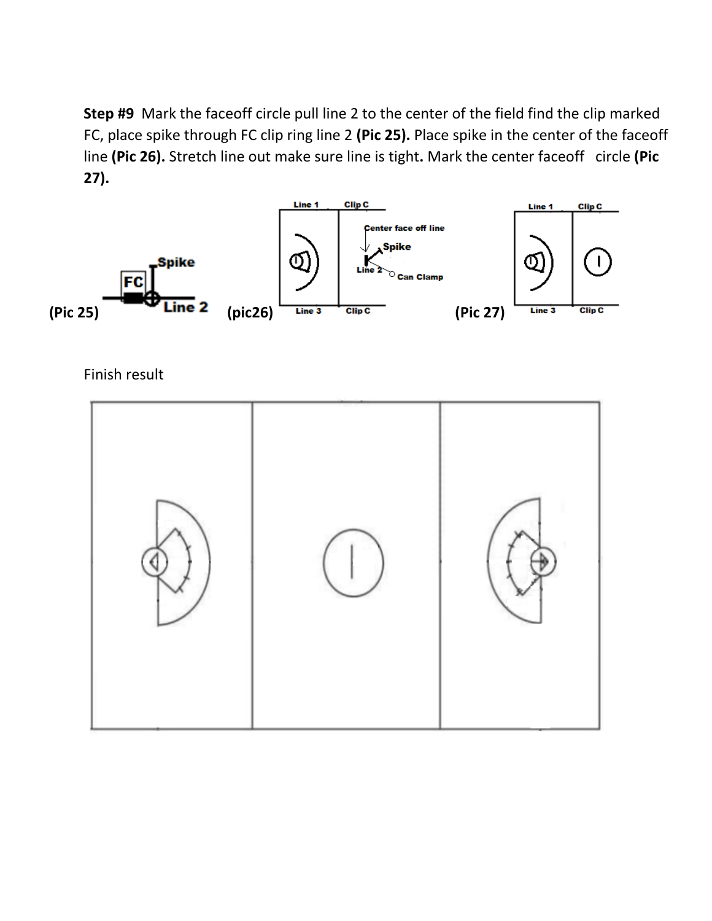**Step #9** Mark the faceoff circle pull line 2 to the center of the field find the clip marked FC, place spike through FC clip ring line 2 **(Pic 25).** Place spike in the center of the faceoff line **(Pic 26).** Stretch line out make sure line is tight**.** Mark the center faceoff circle **(Pic 27).**

Spike
FC
Line 2
**(Pic 25)**

Line 1
Clip C
Center face off line
Spike
Line 2
Can Clamp
Line 3
Clip C
**(pic26)**

Line 1
Clip C
Line 3
Clip C
**(Pic 27)**

Finish result